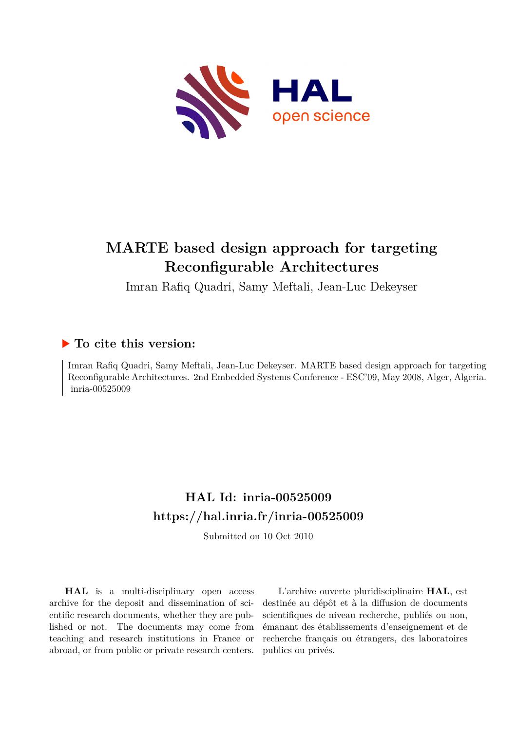# MARTE based design approach for targeting Reconfigurable Architectures

Imran Rafiq Quadri, Samy Meftali, Jean-Luc Dekeyser

## To cite this version:

Imran Rafiq Quadri, Samy Meftali, Jean-Luc Dekeyser. MARTE based design approach for targeting Reconfigurable Architectures. 2nd Embedded Systems Conference - ESC'09, May 2008, Alger, Algeria. inria-00525009

## HAL Id: inria-00525009

## https://hal.inria.fr/inria-00525009

Submitted on 10 Oct 2010

**HAL** is a multi-disciplinary open access archive for the deposit and dissemination of scientific research documents, whether they are published or not. The documents may come from teaching and research institutions in France or abroad, or from public or private research centers.

L'archive ouverte pluridisciplinaire **HAL**, est destinée au dépôt et à la diffusion de documents scientifiques de niveau recherche, publiés ou non, émanant des établissements d'enseignement et de recherche français ou étrangers, des laboratoires publics ou privés.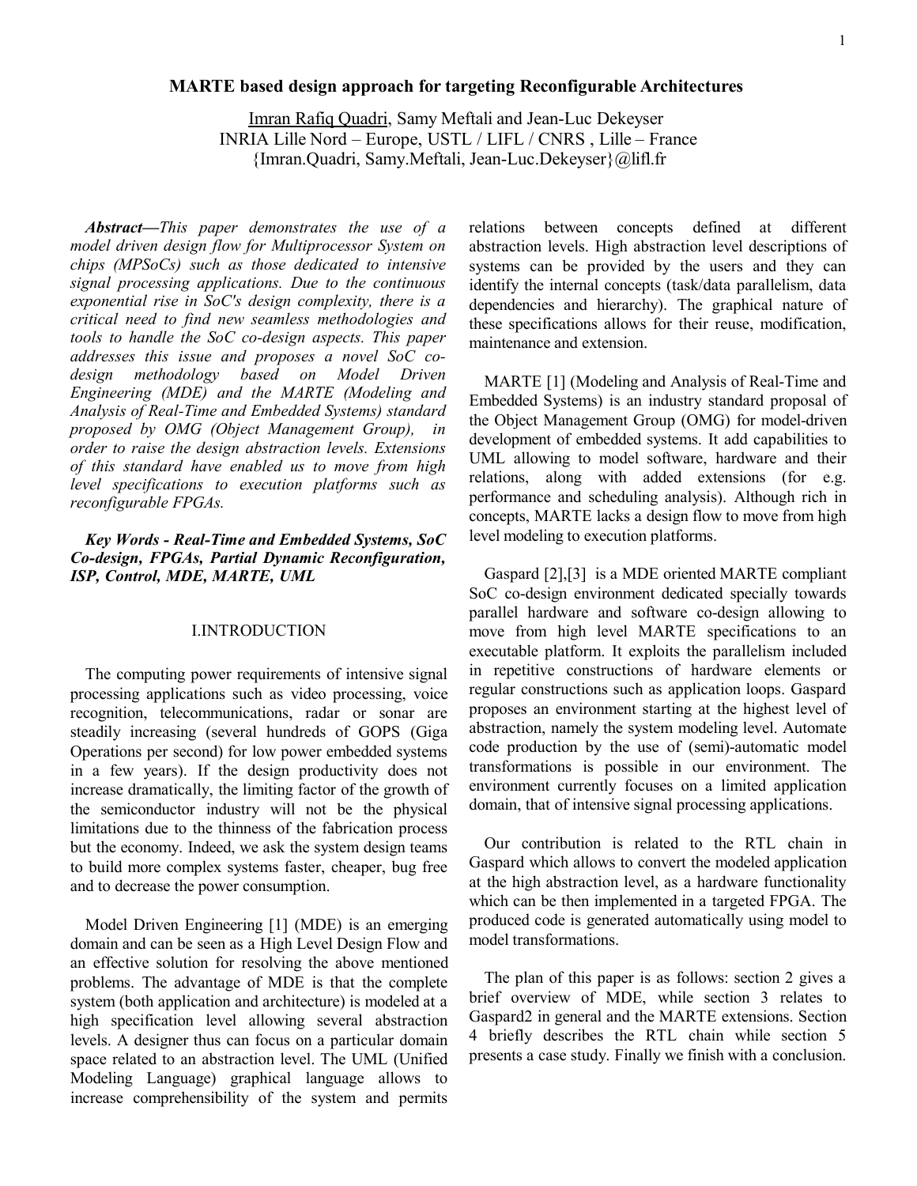# MARTE based design approach for targeting Reconfigurable Architectures

Imran Rafiq Quadri, Samy Meftali and Jean-Luc Dekeyser
INRIA Lille Nord – Europe, USTL / LIFL / CNRS , Lille – France
{Imran.Quadri, Samy.Meftali, Jean-Luc.Dekeyser}@lifl.fr

***Abstract—****This paper demonstrates the use of a model driven design flow for Multiprocessor System on chips (MPSoCs) such as those dedicated to intensive signal processing applications. Due to the continuous exponential rise in SoC's design complexity, there is a critical need to find new seamless methodologies and tools to handle the SoC co-design aspects. This paper addresses this issue and proposes a novel SoC co-design methodology based on Model Driven Engineering (MDE) and the MARTE (Modeling and Analysis of Real-Time and Embedded Systems) standard proposed by OMG (Object Management Group), in order to raise the design abstraction levels. Extensions of this standard have enabled us to move from high level specifications to execution platforms such as reconfigurable FPGAs.*

***Key Words - Real-Time and Embedded Systems, SoC Co-design, FPGAs, Partial Dynamic Reconfiguration, ISP, Control, MDE, MARTE, UML***

## I.INTRODUCTION

The computing power requirements of intensive signal processing applications such as video processing, voice recognition, telecommunications, radar or sonar are steadily increasing (several hundreds of GOPS (Giga Operations per second) for low power embedded systems in a few years). If the design productivity does not increase dramatically, the limiting factor of the growth of the semiconductor industry will not be the physical limitations due to the thinness of the fabrication process but the economy. Indeed, we ask the system design teams to build more complex systems faster, cheaper, bug free and to decrease the power consumption.

Model Driven Engineering [1] (MDE) is an emerging domain and can be seen as a High Level Design Flow and an effective solution for resolving the above mentioned problems. The advantage of MDE is that the complete system (both application and architecture) is modeled at a high specification level allowing several abstraction levels. A designer thus can focus on a particular domain space related to an abstraction level. The UML (Unified Modeling Language) graphical language allows to increase comprehensibility of the system and permits relations between concepts defined at different abstraction levels. High abstraction level descriptions of systems can be provided by the users and they can identify the internal concepts (task/data parallelism, data dependencies and hierarchy). The graphical nature of these specifications allows for their reuse, modification, maintenance and extension.

MARTE [1] (Modeling and Analysis of Real-Time and Embedded Systems) is an industry standard proposal of the Object Management Group (OMG) for model-driven development of embedded systems. It add capabilities to UML allowing to model software, hardware and their relations, along with added extensions (for e.g. performance and scheduling analysis). Although rich in concepts, MARTE lacks a design flow to move from high level modeling to execution platforms.

Gaspard [2],[3] is a MDE oriented MARTE compliant SoC co-design environment dedicated specially towards parallel hardware and software co-design allowing to move from high level MARTE specifications to an executable platform. It exploits the parallelism included in repetitive constructions of hardware elements or regular constructions such as application loops. Gaspard proposes an environment starting at the highest level of abstraction, namely the system modeling level. Automate code production by the use of (semi)-automatic model transformations is possible in our environment. The environment currently focuses on a limited application domain, that of intensive signal processing applications.

Our contribution is related to the RTL chain in Gaspard which allows to convert the modeled application at the high abstraction level, as a hardware functionality which can be then implemented in a targeted FPGA. The produced code is generated automatically using model to model transformations.

The plan of this paper is as follows: section 2 gives a brief overview of MDE, while section 3 relates to Gaspard2 in general and the MARTE extensions. Section 4 briefly describes the RTL chain while section 5 presents a case study. Finally we finish with a conclusion.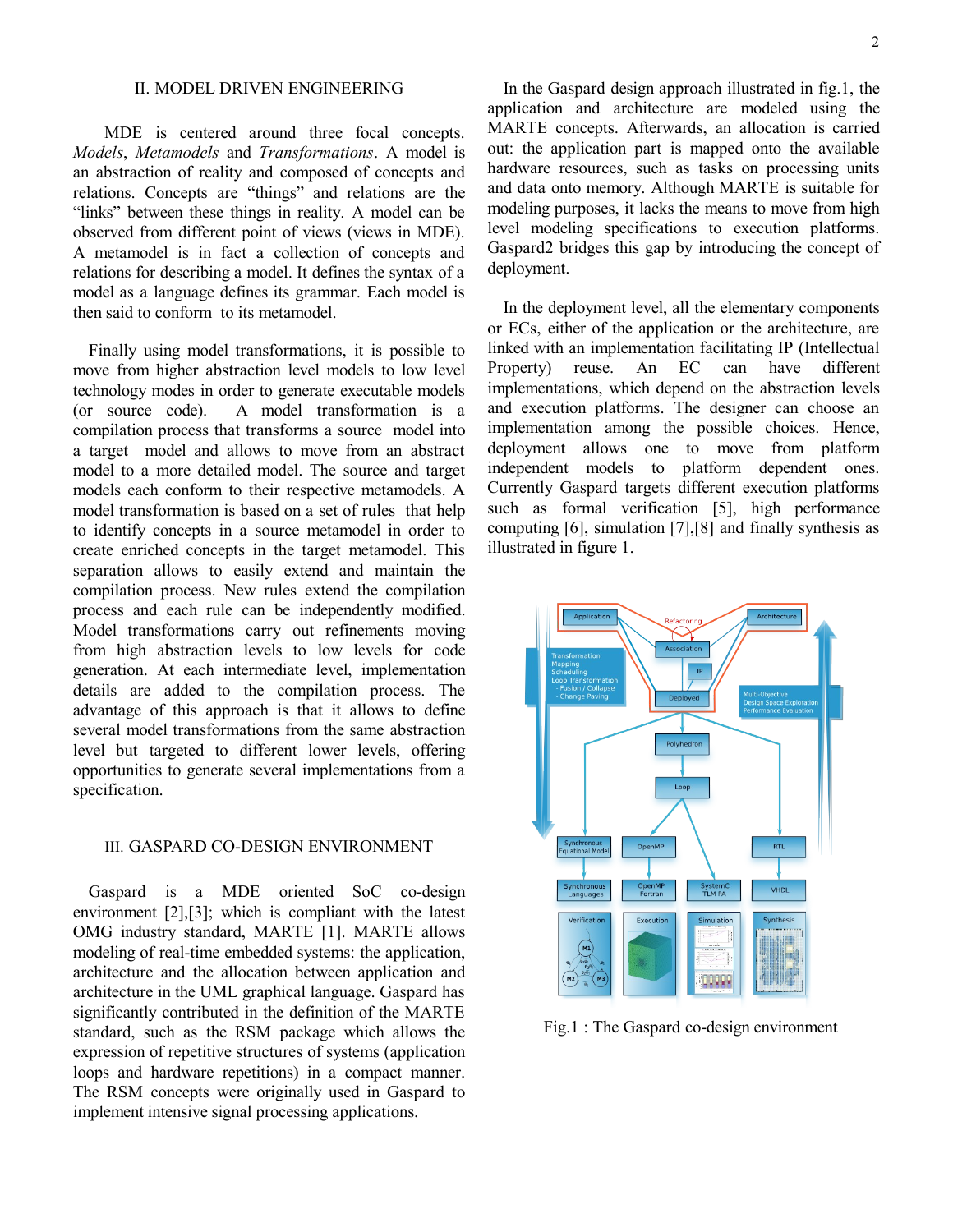## II. MODEL DRIVEN ENGINEERING

MDE is centered around three focal concepts. *Models*, *Metamodels* and *Transformations*. A model is an abstraction of reality and composed of concepts and relations. Concepts are "things" and relations are the "links" between these things in reality. A model can be observed from different point of views (views in MDE). A metamodel is in fact a collection of concepts and relations for describing a model. It defines the syntax of a model as a language defines its grammar. Each model is then said to conform to its metamodel.

Finally using model transformations, it is possible to move from higher abstraction level models to low level technology modes in order to generate executable models (or source code). A model transformation is a compilation process that transforms a source model into a target model and allows to move from an abstract model to a more detailed model. The source and target models each conform to their respective metamodels. A model transformation is based on a set of rules that help to identify concepts in a source metamodel in order to create enriched concepts in the target metamodel. This separation allows to easily extend and maintain the compilation process. New rules extend the compilation process and each rule can be independently modified. Model transformations carry out refinements moving from high abstraction levels to low levels for code generation. At each intermediate level, implementation details are added to the compilation process. The advantage of this approach is that it allows to define several model transformations from the same abstraction level but targeted to different lower levels, offering opportunities to generate several implementations from a specification.

## III. GASPARD CO-DESIGN ENVIRONMENT

Gaspard is a MDE oriented SoC co-design environment [2],[3]; which is compliant with the latest OMG industry standard, MARTE [1]. MARTE allows modeling of real-time embedded systems: the application, architecture and the allocation between application and architecture in the UML graphical language. Gaspard has significantly contributed in the definition of the MARTE standard, such as the RSM package which allows the expression of repetitive structures of systems (application loops and hardware repetitions) in a compact manner. The RSM concepts were originally used in Gaspard to implement intensive signal processing applications.

In the Gaspard design approach illustrated in fig.1, the application and architecture are modeled using the MARTE concepts. Afterwards, an allocation is carried out: the application part is mapped onto the available hardware resources, such as tasks on processing units and data onto memory. Although MARTE is suitable for modeling purposes, it lacks the means to move from high level modeling specifications to execution platforms. Gaspard2 bridges this gap by introducing the concept of deployment.

In the deployment level, all the elementary components or ECs, either of the application or the architecture, are linked with an implementation facilitating IP (Intellectual Property) reuse. An EC can have different implementations, which depend on the abstraction levels and execution platforms. The designer can choose an implementation among the possible choices. Hence, deployment allows one to move from platform independent models to platform dependent ones. Currently Gaspard targets different execution platforms such as formal verification [5], high performance computing [6], simulation [7],[8] and finally synthesis as illustrated in figure 1.

Fig.1 : The Gaspard co-design environment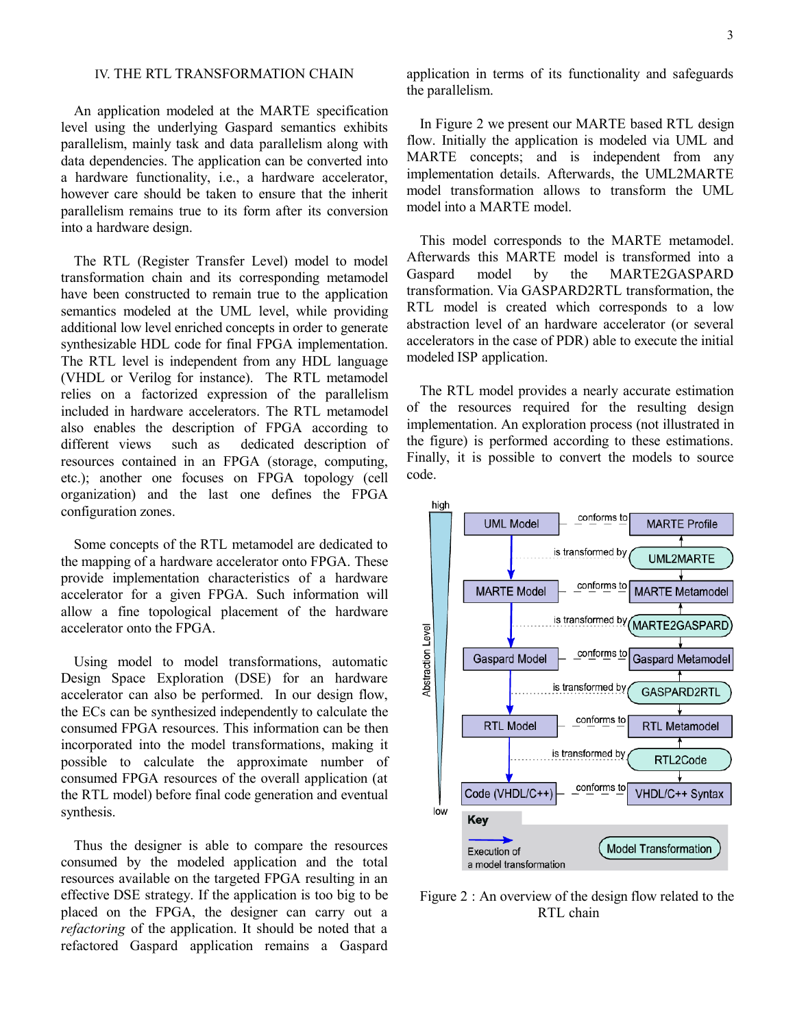## IV. THE RTL TRANSFORMATION CHAIN

An application modeled at the MARTE specification level using the underlying Gaspard semantics exhibits parallelism, mainly task and data parallelism along with data dependencies. The application can be converted into a hardware functionality, i.e., a hardware accelerator, however care should be taken to ensure that the inherit parallelism remains true to its form after its conversion into a hardware design.

The RTL (Register Transfer Level) model to model transformation chain and its corresponding metamodel have been constructed to remain true to the application semantics modeled at the UML level, while providing additional low level enriched concepts in order to generate synthesizable HDL code for final FPGA implementation. The RTL level is independent from any HDL language (VHDL or Verilog for instance). The RTL metamodel relies on a factorized expression of the parallelism included in hardware accelerators. The RTL metamodel also enables the description of FPGA according to different views such as dedicated description of resources contained in an FPGA (storage, computing, etc.); another one focuses on FPGA topology (cell organization) and the last one defines the FPGA configuration zones.

Some concepts of the RTL metamodel are dedicated to the mapping of a hardware accelerator onto FPGA. These provide implementation characteristics of a hardware accelerator for a given FPGA. Such information will allow a fine topological placement of the hardware accelerator onto the FPGA.

Using model to model transformations, automatic Design Space Exploration (DSE) for an hardware accelerator can also be performed. In our design flow, the ECs can be synthesized independently to calculate the consumed FPGA resources. This information can be then incorporated into the model transformations, making it possible to calculate the approximate number of consumed FPGA resources of the overall application (at the RTL model) before final code generation and eventual synthesis.

Thus the designer is able to compare the resources consumed by the modeled application and the total resources available on the targeted FPGA resulting in an effective DSE strategy. If the application is too big to be placed on the FPGA, the designer can carry out a *refactoring* of the application. It should be noted that a refactored Gaspard application remains a Gaspard application in terms of its functionality and safeguards the parallelism.

In Figure 2 we present our MARTE based RTL design flow. Initially the application is modeled via UML and MARTE concepts; and is independent from any implementation details. Afterwards, the UML2MARTE model transformation allows to transform the UML model into a MARTE model.

This model corresponds to the MARTE metamodel. Afterwards this MARTE model is transformed into a Gaspard model by the MARTE2GASPARD transformation. Via GASPARD2RTL transformation, the RTL model is created which corresponds to a low abstraction level of an hardware accelerator (or several accelerators in the case of PDR) able to execute the initial modeled ISP application.

The RTL model provides a nearly accurate estimation of the resources required for the resulting design implementation. An exploration process (not illustrated in the figure) is performed according to these estimations. Finally, it is possible to convert the models to source code.

Figure 2 : An overview of the design flow related to the RTL chain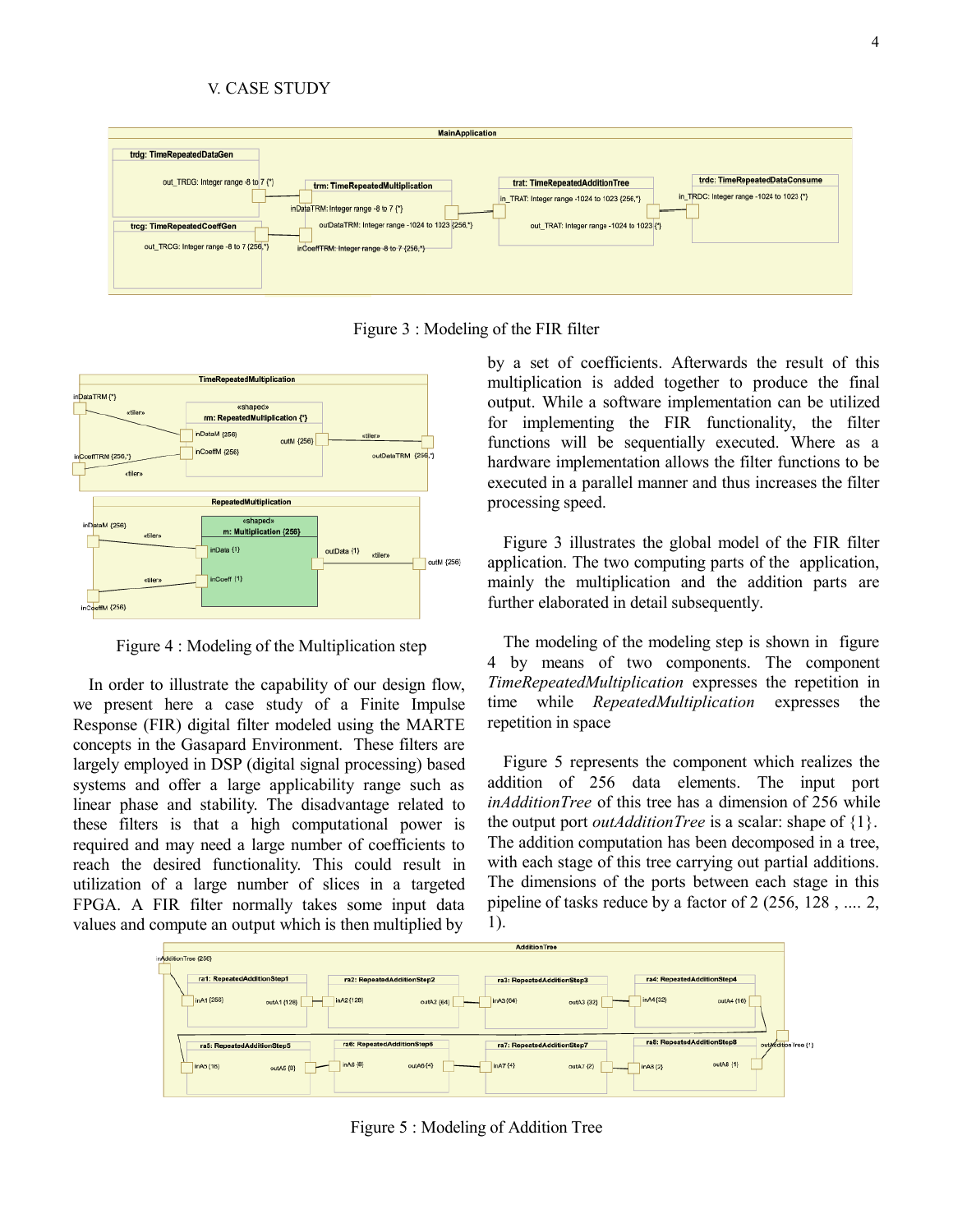## V. CASE STUDY

Figure 3 : Modeling of the FIR filter

Figure 4 : Modeling of the Multiplication step

In order to illustrate the capability of our design flow, we present here a case study of a Finite Impulse Response (FIR) digital filter modeled using the MARTE concepts in the Gasapard Environment. These filters are largely employed in DSP (digital signal processing) based systems and offer a large applicability range such as linear phase and stability. The disadvantage related to these filters is that a high computational power is required and may need a large number of coefficients to reach the desired functionality. This could result in utilization of a large number of slices in a targeted FPGA. A FIR filter normally takes some input data values and compute an output which is then multiplied by a set of coefficients. Afterwards the result of this multiplication is added together to produce the final output. While a software implementation can be utilized for implementing the FIR functionality, the filter functions will be sequentially executed. Where as a hardware implementation allows the filter functions to be executed in a parallel manner and thus increases the filter processing speed.

Figure 3 illustrates the global model of the FIR filter application. The two computing parts of the application, mainly the multiplication and the addition parts are further elaborated in detail subsequently.

The modeling of the modeling step is shown in figure 4 by means of two components. The component *TimeRepeatedMultiplication* expresses the repetition in time while *RepeatedMultiplication* expresses the repetition in space

Figure 5 represents the component which realizes the addition of 256 data elements. The input port *inAdditionTree* of this tree has a dimension of 256 while the output port *outAdditionTree* is a scalar: shape of {1}. The addition computation has been decomposed in a tree, with each stage of this tree carrying out partial additions. The dimensions of the ports between each stage in this pipeline of tasks reduce by a factor of 2 (256, 128 , .... 2, 1).

Figure 5 : Modeling of Addition Tree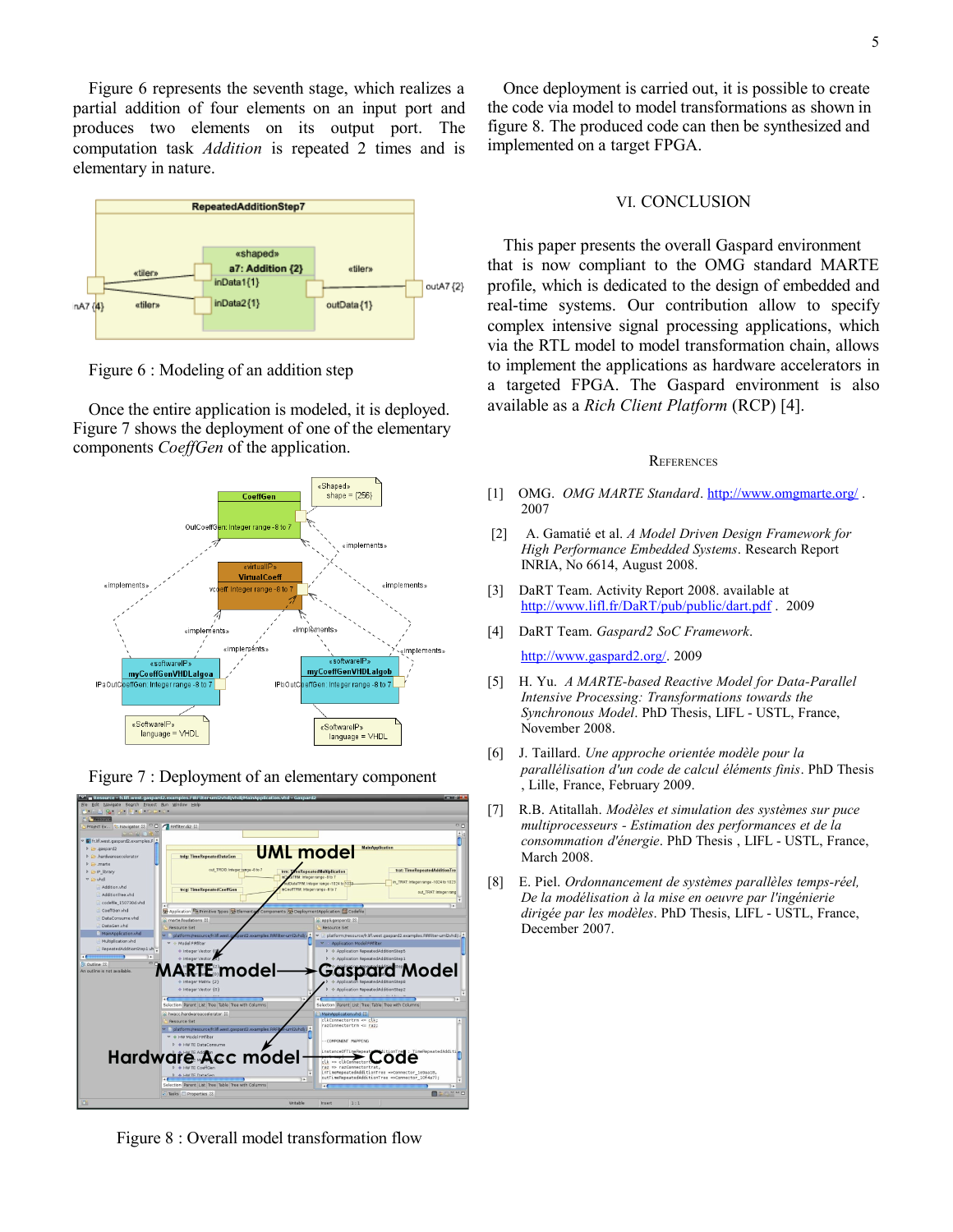Figure 6 represents the seventh stage, which realizes a partial addition of four elements on an input port and produces two elements on its output port. The computation task *Addition* is repeated 2 times and is elementary in nature.

RepeatedAdditionStep7

«shaped»
a7: Addition {2}
inData1{1}
inData2{1}
outData{1}
«tiler»
«tiler»
«tiler»
nA7 {4}
outA7 {2}

Figure 6 : Modeling of an addition step

Once the entire application is modeled, it is deployed. Figure 7 shows the deployment of one of the elementary components *CoeffGen* of the application.

CoeffGen
«Shaped»
shape = {256}
OutCoeffGen: Integer range -8 to 7
«implements»
«virtualIP»
VirtualCoeff
vcoeff: Integer range -8 to 7
«softwareIP»
myCoeffGenVHDLalgoa
IPaOutCoeffGen: Integer range -8 to 7
«softwareIP»
myCoeffGenVHDLalgob
IPbOutCoeffGen: Integer range -8 to 7
«SoftwareIP»
language = VHDL

Figure 7 : Deployment of an elementary component

UML model
MARTE model
Gaspard Model
Hardware Acc model
Code

Figure 8 : Overall model transformation flow

Once deployment is carried out, it is possible to create the code via model to model transformations as shown in figure 8. The produced code can then be synthesized and implemented on a target FPGA.

## VI. Conclusion

This paper presents the overall Gaspard environment that is now compliant to the OMG standard MARTE profile, which is dedicated to the design of embedded and real-time systems. Our contribution allow to specify complex intensive signal processing applications, which via the RTL model to model transformation chain, allows to implement the applications as hardware accelerators in a targeted FPGA. The Gaspard environment is also available as a *Rich Client Platform* (RCP) [4].

## References

[1] OMG. *OMG MARTE Standard*. http://www.omgmarte.org/ . 2007

[2] A. Gamatié et al. *A Model Driven Design Framework for High Performance Embedded Systems*. Research Report INRIA, No 6614, August 2008.

[3] DaRT Team. Activity Report 2008. available at http://www.lifl.fr/DaRT/pub/public/dart.pdf . 2009

[4] DaRT Team. *Gaspard2 SoC Framework*. http://www.gaspard2.org/. 2009

[5] H. Yu. *A MARTE-based Reactive Model for Data-Parallel Intensive Processing: Transformations towards the Synchronous Model*. PhD Thesis, LIFL - USTL, France, November 2008.

[6] J. Taillard. *Une approche orientée modèle pour la parallélisation d'un code de calcul éléments finis*. PhD Thesis , Lille, France, February 2009.

[7] R.B. Atitallah. *Modèles et simulation des systèmes sur puce multiprocesseurs - Estimation des performances et de la consommation d'énergie*. PhD Thesis , LIFL - USTL, France, March 2008.

[8] E. Piel. *Ordonnancement de systèmes parallèles temps-réel, De la modélisation à la mise en oeuvre par l'ingénierie dirigée par les modèles*. PhD Thesis, LIFL - USTL, France, December 2007.